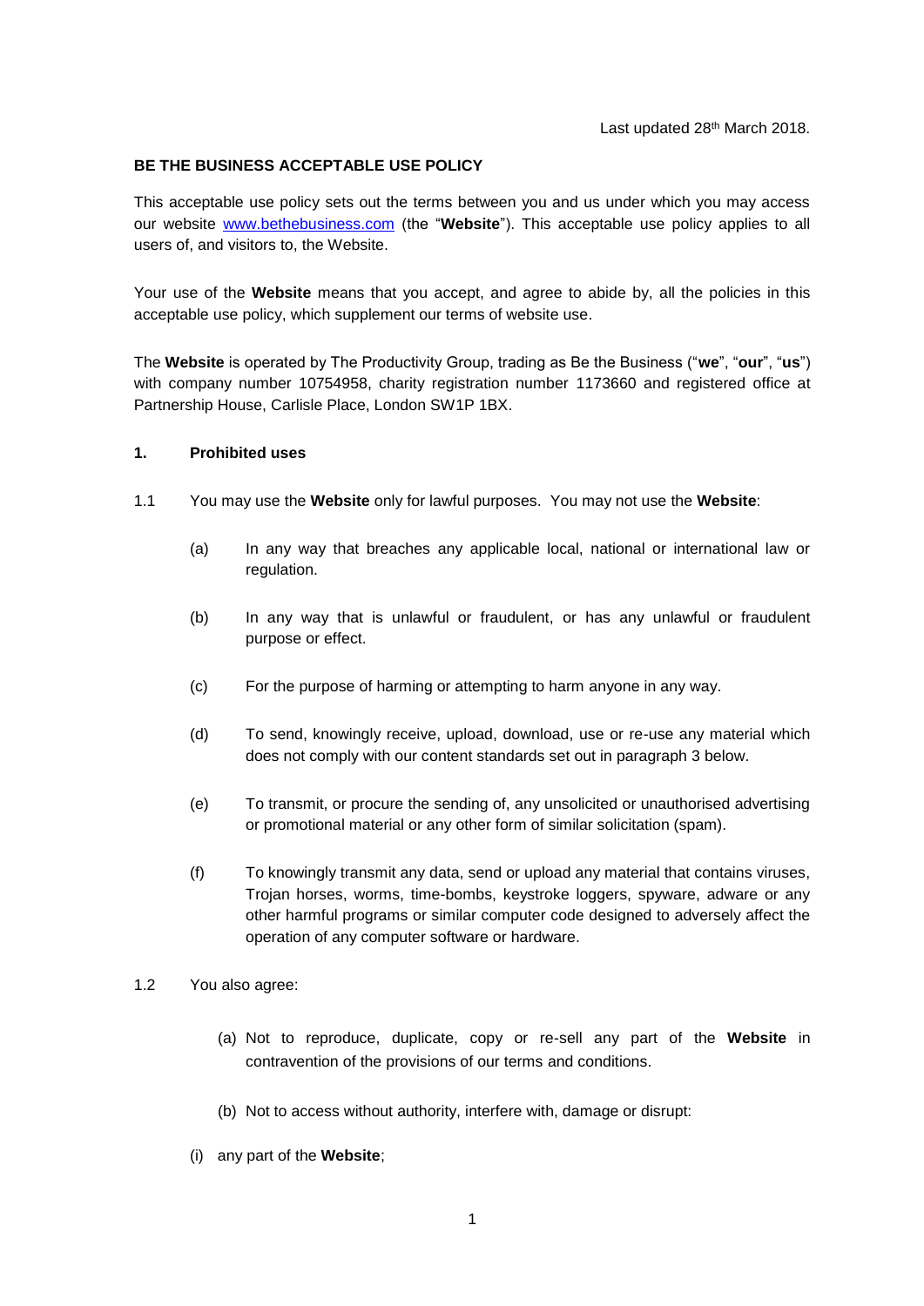Last updated 28th March 2018.

**BE THE BUSINESS ACCEPTABLE USE POLICY**

This acceptable use policy sets out the terms between you and us under which you may access our website www.bethebusiness.com (the "**Website**"). This acceptable use policy applies to all users of, and visitors to, the Website.

Your use of the **Website** means that you accept, and agree to abide by, all the policies in this acceptable use policy, which supplement our terms of website use.

The **Website** is operated by The Productivity Group, trading as Be the Business ("**we**", "**our**", "**us**") with company number 10754958, charity registration number 1173660 and registered office at Partnership House, Carlisle Place, London SW1P 1BX.

**1. Prohibited uses**

1.1 You may use the **Website** only for lawful purposes. You may not use the **Website**:

(a) In any way that breaches any applicable local, national or international law or regulation.

(b) In any way that is unlawful or fraudulent, or has any unlawful or fraudulent purpose or effect.

(c) For the purpose of harming or attempting to harm anyone in any way.

(d) To send, knowingly receive, upload, download, use or re-use any material which does not comply with our content standards set out in paragraph 3 below.

(e) To transmit, or procure the sending of, any unsolicited or unauthorised advertising or promotional material or any other form of similar solicitation (spam).

(f) To knowingly transmit any data, send or upload any material that contains viruses, Trojan horses, worms, time-bombs, keystroke loggers, spyware, adware or any other harmful programs or similar computer code designed to adversely affect the operation of any computer software or hardware.

1.2 You also agree:

(a) Not to reproduce, duplicate, copy or re-sell any part of the **Website** in contravention of the provisions of our terms and conditions.

(b) Not to access without authority, interfere with, damage or disrupt:

(i) any part of the **Website**;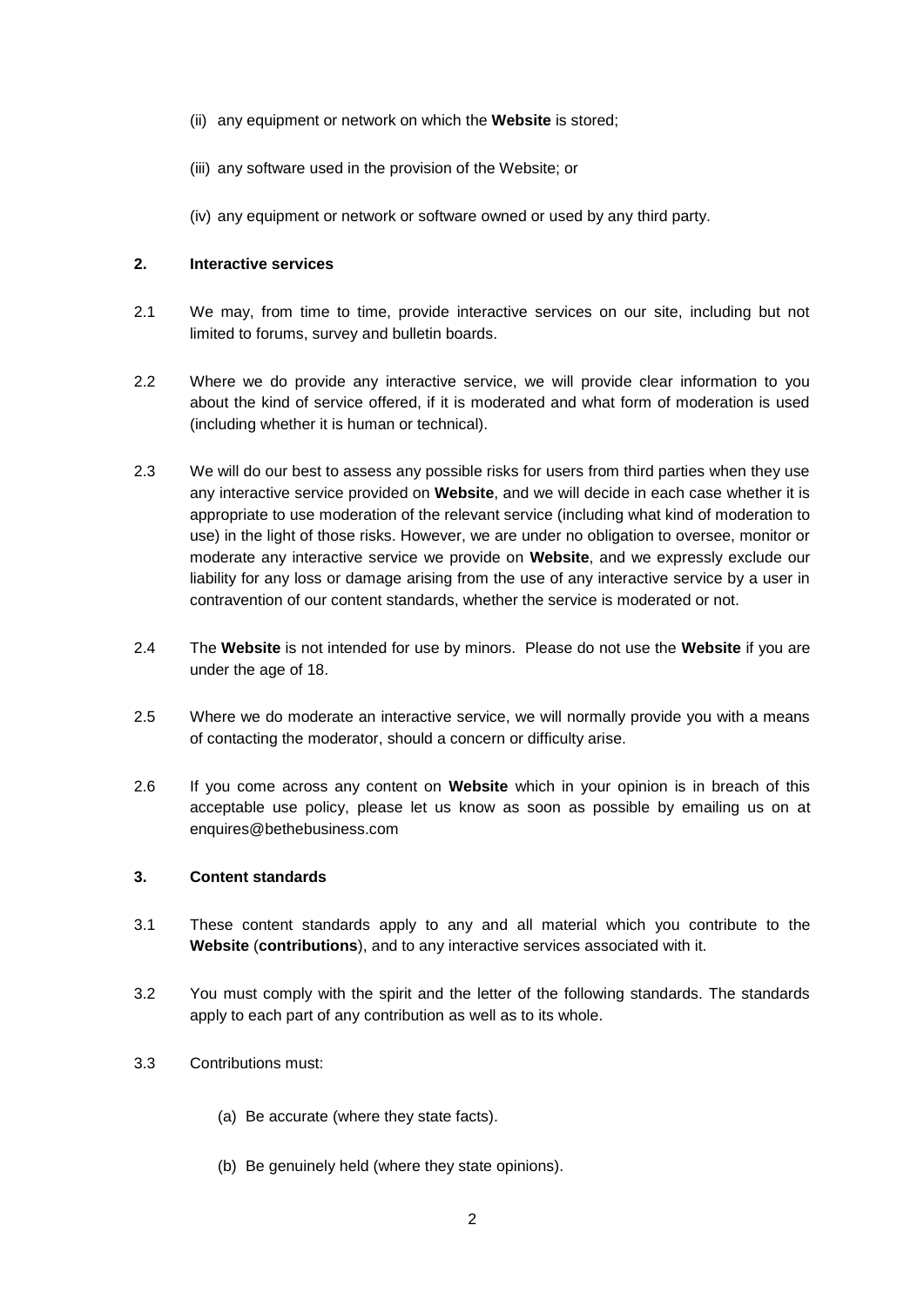(ii) any equipment or network on which the **Website** is stored;

(iii) any software used in the provision of the Website; or

(iv) any equipment or network or software owned or used by any third party.

**2. Interactive services**

2.1 We may, from time to time, provide interactive services on our site, including but not limited to forums, survey and bulletin boards.

2.2 Where we do provide any interactive service, we will provide clear information to you about the kind of service offered, if it is moderated and what form of moderation is used (including whether it is human or technical).

2.3 We will do our best to assess any possible risks for users from third parties when they use any interactive service provided on **Website**, and we will decide in each case whether it is appropriate to use moderation of the relevant service (including what kind of moderation to use) in the light of those risks. However, we are under no obligation to oversee, monitor or moderate any interactive service we provide on **Website**, and we expressly exclude our liability for any loss or damage arising from the use of any interactive service by a user in contravention of our content standards, whether the service is moderated or not.

2.4 The **Website** is not intended for use by minors. Please do not use the **Website** if you are under the age of 18.

2.5 Where we do moderate an interactive service, we will normally provide you with a means of contacting the moderator, should a concern or difficulty arise.

2.6 If you come across any content on **Website** which in your opinion is in breach of this acceptable use policy, please let us know as soon as possible by emailing us on at enquires@bethebusiness.com

**3. Content standards**

3.1 These content standards apply to any and all material which you contribute to the **Website** (**contributions**), and to any interactive services associated with it.

3.2 You must comply with the spirit and the letter of the following standards. The standards apply to each part of any contribution as well as to its whole.

3.3 Contributions must:

(a) Be accurate (where they state facts).

(b) Be genuinely held (where they state opinions).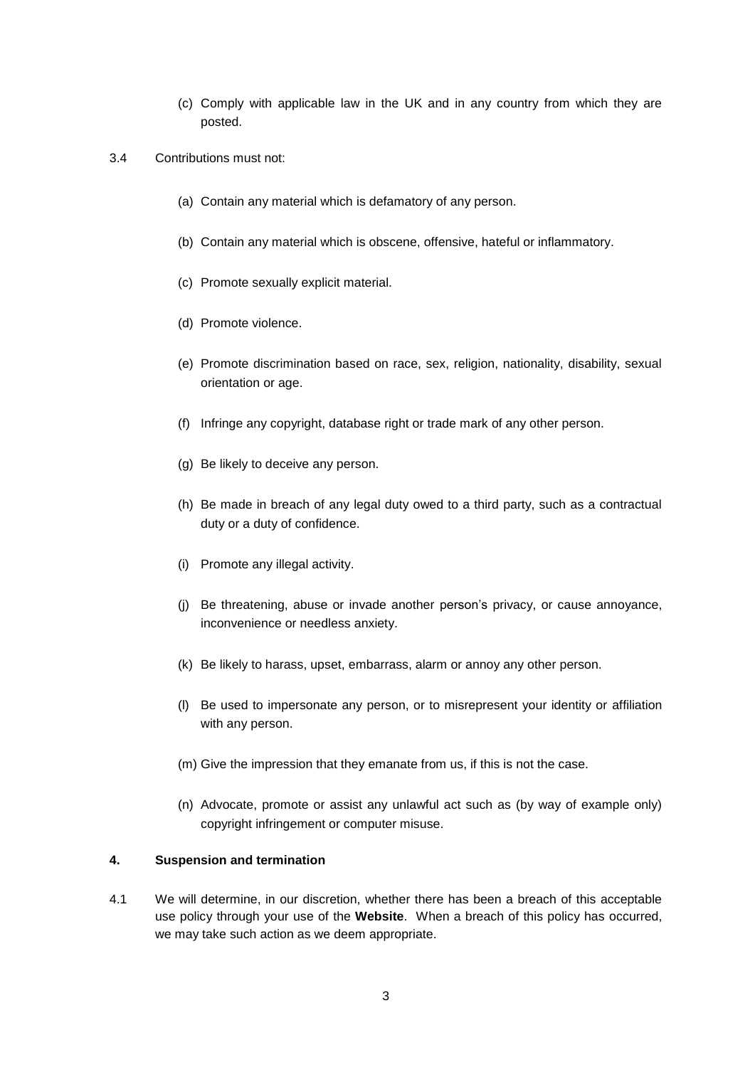(c) Comply with applicable law in the UK and in any country from which they are posted.

3.4 Contributions must not:

(a) Contain any material which is defamatory of any person.

(b) Contain any material which is obscene, offensive, hateful or inflammatory.

(c) Promote sexually explicit material.

(d) Promote violence.

(e) Promote discrimination based on race, sex, religion, nationality, disability, sexual orientation or age.

(f) Infringe any copyright, database right or trade mark of any other person.

(g) Be likely to deceive any person.

(h) Be made in breach of any legal duty owed to a third party, such as a contractual duty or a duty of confidence.

(i) Promote any illegal activity.

(j) Be threatening, abuse or invade another person's privacy, or cause annoyance, inconvenience or needless anxiety.

(k) Be likely to harass, upset, embarrass, alarm or annoy any other person.

(l) Be used to impersonate any person, or to misrepresent your identity or affiliation with any person.

(m) Give the impression that they emanate from us, if this is not the case.

(n) Advocate, promote or assist any unlawful act such as (by way of example only) copyright infringement or computer misuse.

## 4. Suspension and termination

4.1 We will determine, in our discretion, whether there has been a breach of this acceptable use policy through your use of the **Website**. When a breach of this policy has occurred, we may take such action as we deem appropriate.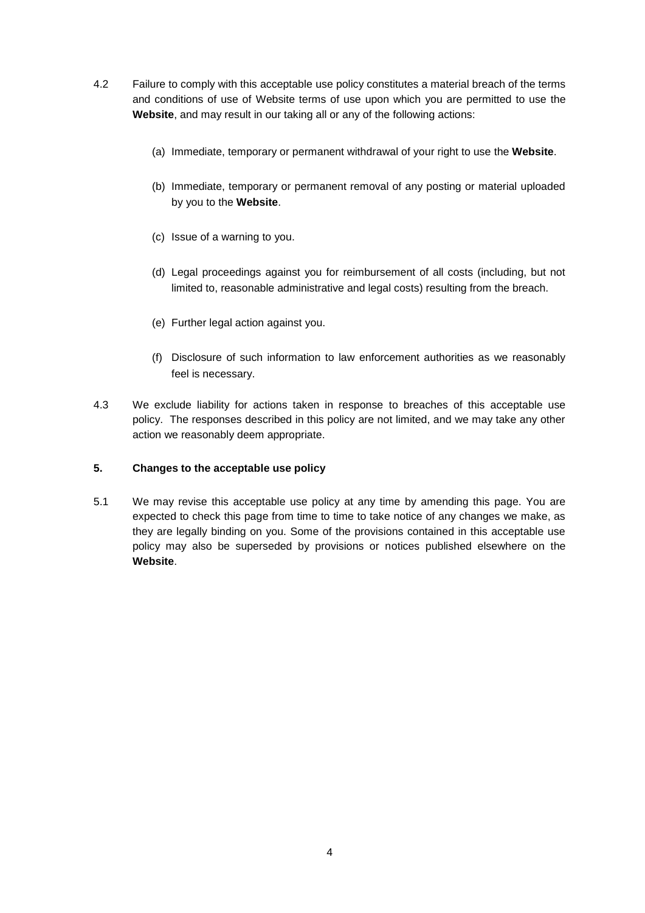4.2 Failure to comply with this acceptable use policy constitutes a material breach of the terms and conditions of use of Website terms of use upon which you are permitted to use the **Website**, and may result in our taking all or any of the following actions:

(a) Immediate, temporary or permanent withdrawal of your right to use the **Website**.

(b) Immediate, temporary or permanent removal of any posting or material uploaded by you to the **Website**.

(c) Issue of a warning to you.

(d) Legal proceedings against you for reimbursement of all costs (including, but not limited to, reasonable administrative and legal costs) resulting from the breach.

(e) Further legal action against you.

(f) Disclosure of such information to law enforcement authorities as we reasonably feel is necessary.

4.3 We exclude liability for actions taken in response to breaches of this acceptable use policy. The responses described in this policy are not limited, and we may take any other action we reasonably deem appropriate.

**5. Changes to the acceptable use policy**

5.1 We may revise this acceptable use policy at any time by amending this page. You are expected to check this page from time to time to take notice of any changes we make, as they are legally binding on you. Some of the provisions contained in this acceptable use policy may also be superseded by provisions or notices published elsewhere on the **Website**.